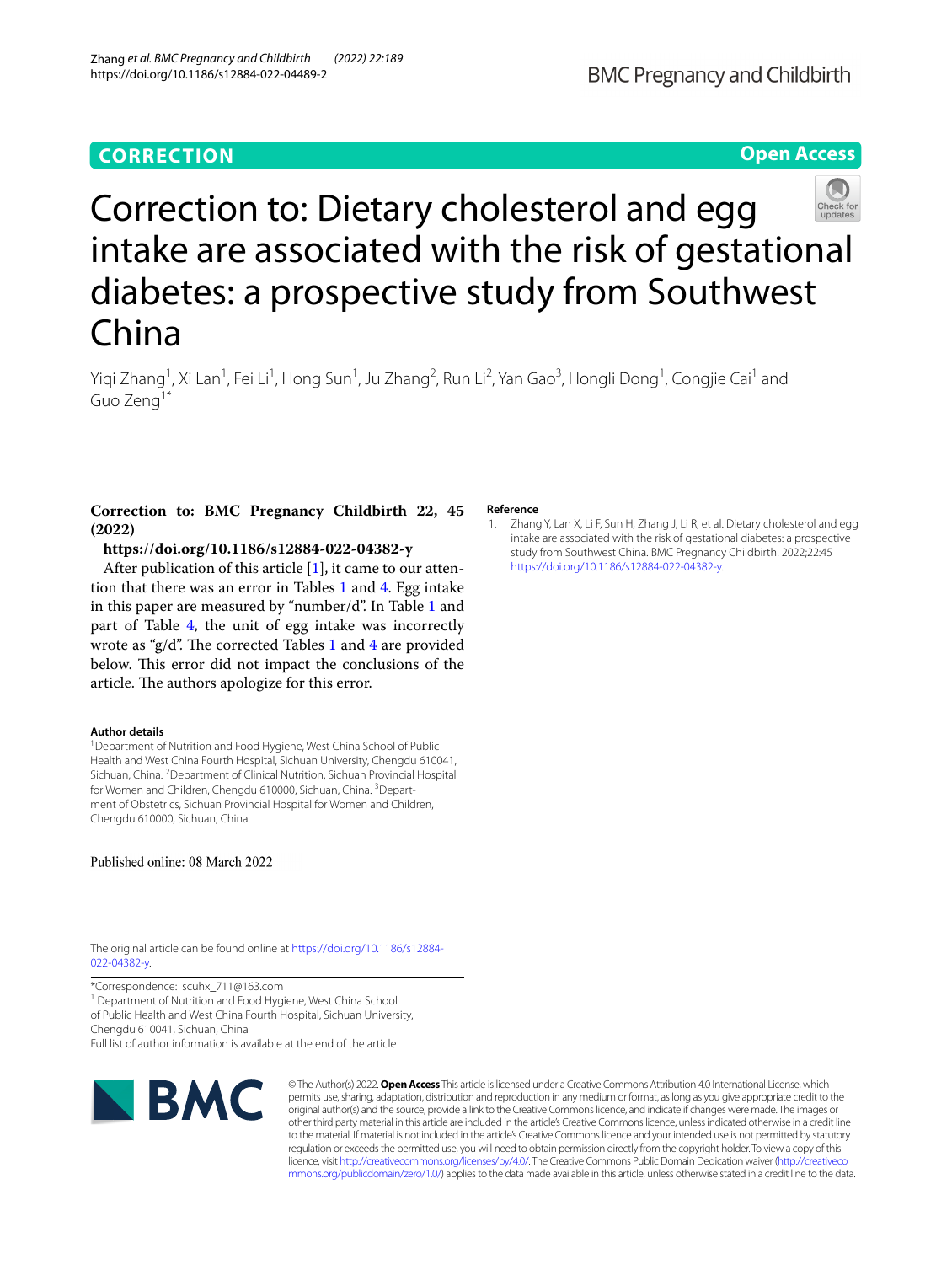CORRECTION

Open Access

# Correction to: Dietary cholesterol and egg intake are associated with the risk of gestational diabetes: a prospective study from Southwest China

Yiqi Zhang[1], Xi Lan[1], Fei Li[1], Hong Sun[1], Ju Zhang[2], Run Li[2], Yan Gao[3], Hongli Dong[1], Congjie Cai[1] and Guo Zeng[1*]

**Correction to: BMC Pregnancy Childbirth 22, 45 (2022)**

**https://doi.org/10.1186/s12884-022-04382-y**

After publication of this article [1], it came to our attention that there was an error in Tables 1 and 4. Egg intake in this paper are measured by "number/d". In Table 1 and part of Table 4, the unit of egg intake was incorrectly wrote as "g/d". The corrected Tables 1 and 4 are provided below. This error did not impact the conclusions of the article. The authors apologize for this error.

**Author details**

[1]Department of Nutrition and Food Hygiene, West China School of Public Health and West China Fourth Hospital, Sichuan University, Chengdu 610041, Sichuan, China. [2]Department of Clinical Nutrition, Sichuan Provincial Hospital for Women and Children, Chengdu 610000, Sichuan, China. [3]Department of Obstetrics, Sichuan Provincial Hospital for Women and Children, Chengdu 610000, Sichuan, China.

Published online: 08 March 2022

**Reference**

1. Zhang Y, Lan X, Li F, Sun H, Zhang J, Li R, et al. Dietary cholesterol and egg intake are associated with the risk of gestational diabetes: a prospective study from Southwest China. BMC Pregnancy Childbirth. 2022;22:45 https://doi.org/10.1186/s12884-022-04382-y.

The original article can be found online at https://doi.org/10.1186/s12884-022-04382-y.

*Correspondence: scuhx_711@163.com

[1] Department of Nutrition and Food Hygiene, West China School of Public Health and West China Fourth Hospital, Sichuan University, Chengdu 610041, Sichuan, China

Full list of author information is available at the end of the article

© The Author(s) 2022. **Open Access** This article is licensed under a Creative Commons Attribution 4.0 International License, which permits use, sharing, adaptation, distribution and reproduction in any medium or format, as long as you give appropriate credit to the original author(s) and the source, provide a link to the Creative Commons licence, and indicate if changes were made. The images or other third party material in this article are included in the article's Creative Commons licence, unless indicated otherwise in a credit line to the material. If material is not included in the article's Creative Commons licence and your intended use is not permitted by statutory regulation or exceeds the permitted use, you will need to obtain permission directly from the copyright holder. To view a copy of this licence, visit http://creativecommons.org/licenses/by/4.0/. The Creative Commons Public Domain Dedication waiver (http://creativecommons.org/publicdomain/zero/1.0/) applies to the data made available in this article, unless otherwise stated in a credit line to the data.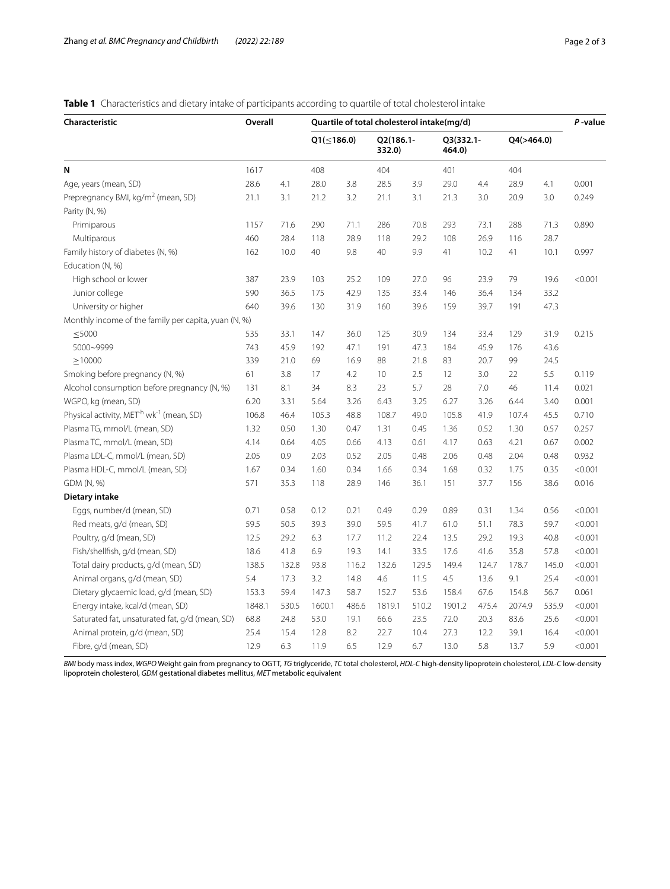**Table 1** Characteristics and dietary intake of participants according to quartile of total cholesterol intake

| Characteristic | Overall | | Quartile of total cholesterol intake(mg/d) | | | | | | | | *P* -value |
|---|---|---|---|---|---|---|---|---|---|---|---|
| | | | Q1(≤186.0) | | Q2(186.1-332.0) | | Q3(332.1-464.0) | | Q4(>464.0) | | |
| **N** | 1617 | | 408 | | 404 | | 401 | | 404 | | |
| Age, years (mean, SD) | 28.6 | 4.1 | 28.0 | 3.8 | 28.5 | 3.9 | 29.0 | 4.4 | 28.9 | 4.1 | 0.001 |
| Prepregnancy BMI, kg/m$^2$ (mean, SD) | 21.1 | 3.1 | 21.2 | 3.2 | 21.1 | 3.1 | 21.3 | 3.0 | 20.9 | 3.0 | 0.249 |
| Parity (N, %) | | | | | | | | | | | |
| Primiparous | 1157 | 71.6 | 290 | 71.1 | 286 | 70.8 | 293 | 73.1 | 288 | 71.3 | 0.890 |
| Multiparous | 460 | 28.4 | 118 | 28.9 | 118 | 29.2 | 108 | 26.9 | 116 | 28.7 | |
| Family history of diabetes (N, %) | 162 | 10.0 | 40 | 9.8 | 40 | 9.9 | 41 | 10.2 | 41 | 10.1 | 0.997 |
| Education (N, %) | | | | | | | | | | | |
| High school or lower | 387 | 23.9 | 103 | 25.2 | 109 | 27.0 | 96 | 23.9 | 79 | 19.6 | <0.001 |
| Junior college | 590 | 36.5 | 175 | 42.9 | 135 | 33.4 | 146 | 36.4 | 134 | 33.2 | |
| University or higher | 640 | 39.6 | 130 | 31.9 | 160 | 39.6 | 159 | 39.7 | 191 | 47.3 | |
| Monthly income of the family per capita, yuan (N, %) | | | | | | | | | | | |
| ≤5000 | 535 | 33.1 | 147 | 36.0 | 125 | 30.9 | 134 | 33.4 | 129 | 31.9 | 0.215 |
| 5000~9999 | 743 | 45.9 | 192 | 47.1 | 191 | 47.3 | 184 | 45.9 | 176 | 43.6 | |
| ≥10000 | 339 | 21.0 | 69 | 16.9 | 88 | 21.8 | 83 | 20.7 | 99 | 24.5 | |
| Smoking before pregnancy (N, %) | 61 | 3.8 | 17 | 4.2 | 10 | 2.5 | 12 | 3.0 | 22 | 5.5 | 0.119 |
| Alcohol consumption before pregnancy (N, %) | 131 | 8.1 | 34 | 8.3 | 23 | 5.7 | 28 | 7.0 | 46 | 11.4 | 0.021 |
| WGPO, kg (mean, SD) | 6.20 | 3.31 | 5.64 | 3.26 | 6.43 | 3.25 | 6.27 | 3.26 | 6.44 | 3.40 | 0.001 |
| Physical activity, MET$^{\cdot h}$ wk$^{-1}$ (mean, SD) | 106.8 | 46.4 | 105.3 | 48.8 | 108.7 | 49.0 | 105.8 | 41.9 | 107.4 | 45.5 | 0.710 |
| Plasma TG, mmol/L (mean, SD) | 1.32 | 0.50 | 1.30 | 0.47 | 1.31 | 0.45 | 1.36 | 0.52 | 1.30 | 0.57 | 0.257 |
| Plasma TC, mmol/L (mean, SD) | 4.14 | 0.64 | 4.05 | 0.66 | 4.13 | 0.61 | 4.17 | 0.63 | 4.21 | 0.67 | 0.002 |
| Plasma LDL-C, mmol/L (mean, SD) | 2.05 | 0.9 | 2.03 | 0.52 | 2.05 | 0.48 | 2.06 | 0.48 | 2.04 | 0.48 | 0.932 |
| Plasma HDL-C, mmol/L (mean, SD) | 1.67 | 0.34 | 1.60 | 0.34 | 1.66 | 0.34 | 1.68 | 0.32 | 1.75 | 0.35 | <0.001 |
| GDM (N, %) | 571 | 35.3 | 118 | 28.9 | 146 | 36.1 | 151 | 37.7 | 156 | 38.6 | 0.016 |
| **Dietary intake** | | | | | | | | | | | |
| Eggs, number/d (mean, SD) | 0.71 | 0.58 | 0.12 | 0.21 | 0.49 | 0.29 | 0.89 | 0.31 | 1.34 | 0.56 | <0.001 |
| Red meats, g/d (mean, SD) | 59.5 | 50.5 | 39.3 | 39.0 | 59.5 | 41.7 | 61.0 | 51.1 | 78.3 | 59.7 | <0.001 |
| Poultry, g/d (mean, SD) | 12.5 | 29.2 | 6.3 | 17.7 | 11.2 | 22.4 | 13.5 | 29.2 | 19.3 | 40.8 | <0.001 |
| Fish/shellfish, g/d (mean, SD) | 18.6 | 41.8 | 6.9 | 19.3 | 14.1 | 33.5 | 17.6 | 41.6 | 35.8 | 57.8 | <0.001 |
| Total dairy products, g/d (mean, SD) | 138.5 | 132.8 | 93.8 | 116.2 | 132.6 | 129.5 | 149.4 | 124.7 | 178.7 | 145.0 | <0.001 |
| Animal organs, g/d (mean, SD) | 5.4 | 17.3 | 3.2 | 14.8 | 4.6 | 11.5 | 4.5 | 13.6 | 9.1 | 25.4 | <0.001 |
| Dietary glycaemic load, g/d (mean, SD) | 153.3 | 59.4 | 147.3 | 58.7 | 152.7 | 53.6 | 158.4 | 67.6 | 154.8 | 56.7 | 0.061 |
| Energy intake, kcal/d (mean, SD) | 1848.1 | 530.5 | 1600.1 | 486.6 | 1819.1 | 510.2 | 1901.2 | 475.4 | 2074.9 | 535.9 | <0.001 |
| Saturated fat, unsaturated fat, g/d (mean, SD) | 68.8 | 24.8 | 53.0 | 19.1 | 66.6 | 23.5 | 72.0 | 20.3 | 83.6 | 25.6 | <0.001 |
| Animal protein, g/d (mean, SD) | 25.4 | 15.4 | 12.8 | 8.2 | 22.7 | 10.4 | 27.3 | 12.2 | 39.1 | 16.4 | <0.001 |
| Fibre, g/d (mean, SD) | 12.9 | 6.3 | 11.9 | 6.5 | 12.9 | 6.7 | 13.0 | 5.8 | 13.7 | 5.9 | <0.001 |

*BMI* body mass index, *WGPO* Weight gain from pregnancy to OGTT, *TG* triglyceride, *TC* total cholesterol, *HDL-C* high-density lipoprotein cholesterol, *LDL-C* low-density lipoprotein cholesterol, *GDM* gestational diabetes mellitus, *MET* metabolic equivalent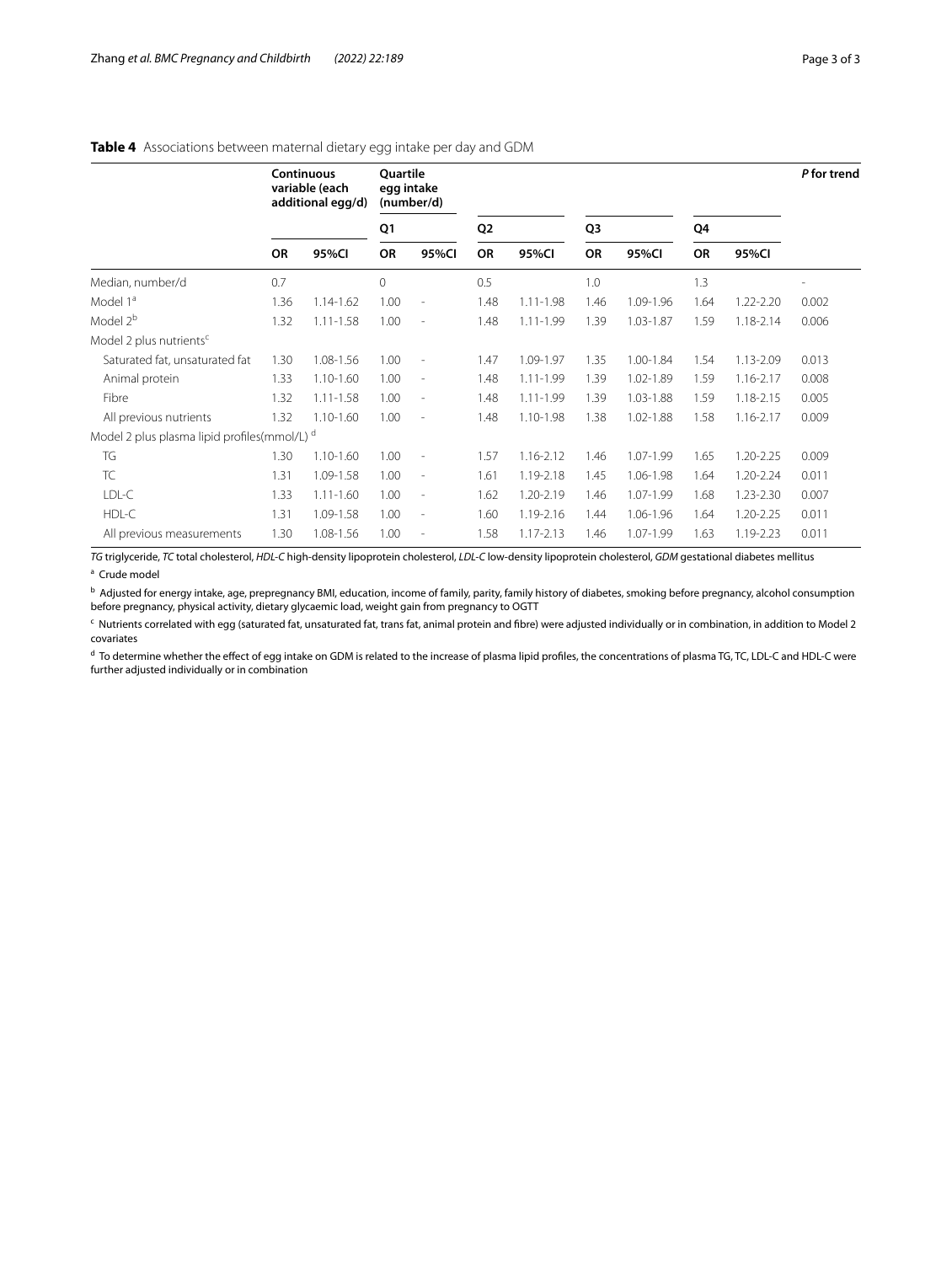**Table 4** Associations between maternal dietary egg intake per day and GDM

| | Continuous variable (each additional egg/d) | | Quartile egg intake (number/d) | | | | | | | | P for trend |
|---|---|---|---|---|---|---|---|---|---|---|---|
| | | | Q1 | | Q2 | | Q3 | | Q4 | | |
| | OR | 95%CI | OR | 95%CI | OR | 95%CI | OR | 95%CI | OR | 95%CI | |
| Median, number/d | 0.7 | | 0 | | 0.5 | | 1.0 | | 1.3 | | - |
| Model 1[a] | 1.36 | 1.14-1.62 | 1.00 | - | 1.48 | 1.11-1.98 | 1.46 | 1.09-1.96 | 1.64 | 1.22-2.20 | 0.002 |
| Model 2[b] | 1.32 | 1.11-1.58 | 1.00 | - | 1.48 | 1.11-1.99 | 1.39 | 1.03-1.87 | 1.59 | 1.18-2.14 | 0.006 |
| Model 2 plus nutrients[c] | | | | | | | | | | | |
| Saturated fat, unsaturated fat | 1.30 | 1.08-1.56 | 1.00 | - | 1.47 | 1.09-1.97 | 1.35 | 1.00-1.84 | 1.54 | 1.13-2.09 | 0.013 |
| Animal protein | 1.33 | 1.10-1.60 | 1.00 | - | 1.48 | 1.11-1.99 | 1.39 | 1.02-1.89 | 1.59 | 1.16-2.17 | 0.008 |
| Fibre | 1.32 | 1.11-1.58 | 1.00 | - | 1.48 | 1.11-1.99 | 1.39 | 1.03-1.88 | 1.59 | 1.18-2.15 | 0.005 |
| All previous nutrients | 1.32 | 1.10-1.60 | 1.00 | - | 1.48 | 1.10-1.98 | 1.38 | 1.02-1.88 | 1.58 | 1.16-2.17 | 0.009 |
| Model 2 plus plasma lipid profiles(mmol/L)[d] | | | | | | | | | | | |
| TG | 1.30 | 1.10-1.60 | 1.00 | - | 1.57 | 1.16-2.12 | 1.46 | 1.07-1.99 | 1.65 | 1.20-2.25 | 0.009 |
| TC | 1.31 | 1.09-1.58 | 1.00 | - | 1.61 | 1.19-2.18 | 1.45 | 1.06-1.98 | 1.64 | 1.20-2.24 | 0.011 |
| LDL-C | 1.33 | 1.11-1.60 | 1.00 | - | 1.62 | 1.20-2.19 | 1.46 | 1.07-1.99 | 1.68 | 1.23-2.30 | 0.007 |
| HDL-C | 1.31 | 1.09-1.58 | 1.00 | - | 1.60 | 1.19-2.16 | 1.44 | 1.06-1.96 | 1.64 | 1.20-2.25 | 0.011 |
| All previous measurements | 1.30 | 1.08-1.56 | 1.00 | - | 1.58 | 1.17-2.13 | 1.46 | 1.07-1.99 | 1.63 | 1.19-2.23 | 0.011 |

*TG* triglyceride, *TC* total cholesterol, *HDL-C* high-density lipoprotein cholesterol, *LDL-C* low-density lipoprotein cholesterol, *GDM* gestational diabetes mellitus

[a] Crude model

[b] Adjusted for energy intake, age, prepregnancy BMI, education, income of family, parity, family history of diabetes, smoking before pregnancy, alcohol consumption before pregnancy, physical activity, dietary glycaemic load, weight gain from pregnancy to OGTT

[c] Nutrients correlated with egg (saturated fat, unsaturated fat, trans fat, animal protein and fibre) were adjusted individually or in combination, in addition to Model 2 covariates

[d] To determine whether the effect of egg intake on GDM is related to the increase of plasma lipid profiles, the concentrations of plasma TG, TC, LDL-C and HDL-C were further adjusted individually or in combination